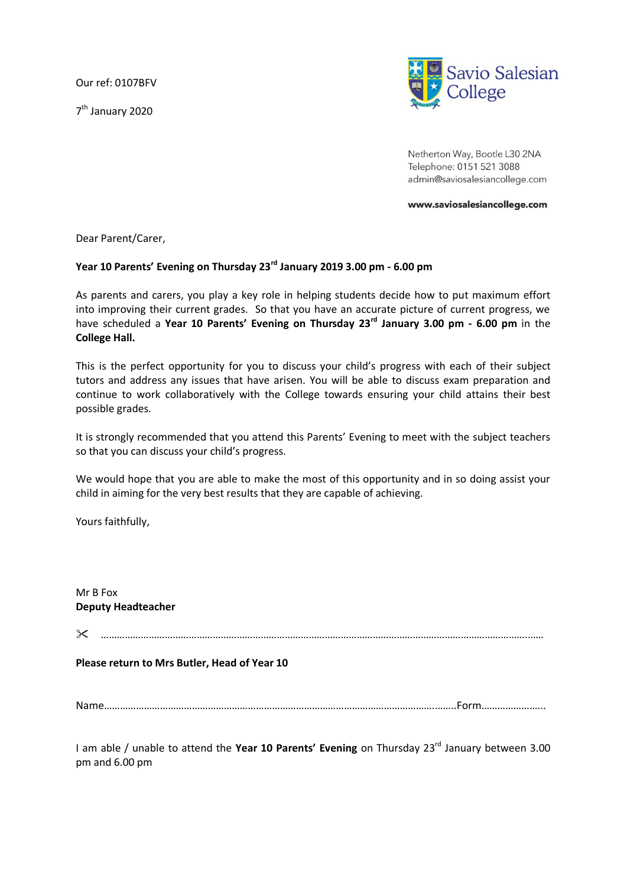Our ref: 0107BFV

7th January 2020

Savio Salesian College

Netherton Way, Bootle L30 2NA
Telephone: 0151 521 3088
admin@saviosalesiancollege.com

**www.saviosalesiancollege.com**

Dear Parent/Carer,

**Year 10 Parents' Evening on Thursday 23rd January 2019 3.00 pm - 6.00 pm**

As parents and carers, you play a key role in helping students decide how to put maximum effort into improving their current grades. So that you have an accurate picture of current progress, we have scheduled a **Year 10 Parents' Evening on Thursday 23rd January 3.00 pm - 6.00 pm** in the **College Hall.**

This is the perfect opportunity for you to discuss your child's progress with each of their subject tutors and address any issues that have arisen. You will be able to discuss exam preparation and continue to work collaboratively with the College towards ensuring your child attains their best possible grades.

It is strongly recommended that you attend this Parents' Evening to meet with the subject teachers so that you can discuss your child's progress.

We would hope that you are able to make the most of this opportunity and in so doing assist your child in aiming for the very best results that they are capable of achieving.

Yours faithfully,

Mr B Fox
**Deputy Headteacher**

✂ ……………………………………………………………………………………………………………………………………………

**Please return to Mrs Butler, Head of Year 10**

Name……………………………………………………………………………………………………………………..Form……………………..

I am able / unable to attend the **Year 10 Parents' Evening** on Thursday 23rd January between 3.00 pm and 6.00 pm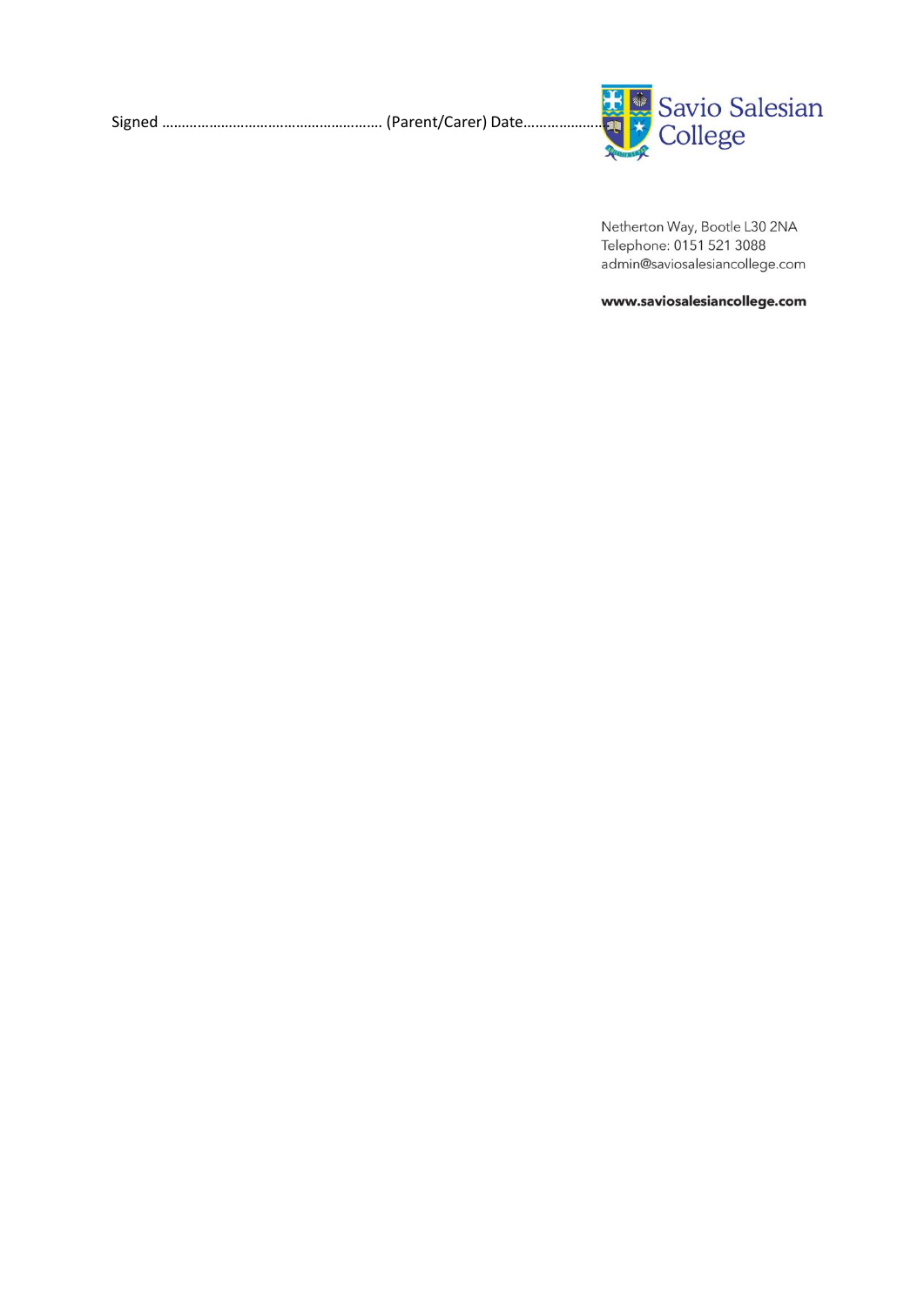Signed ……………………………………………… (Parent/Carer) Date………………

Savio Salesian College

Netherton Way, Bootle L30 2NA
Telephone: 0151 521 3088
admin@saviosalesiancollege.com

**www.saviosalesiancollege.com**